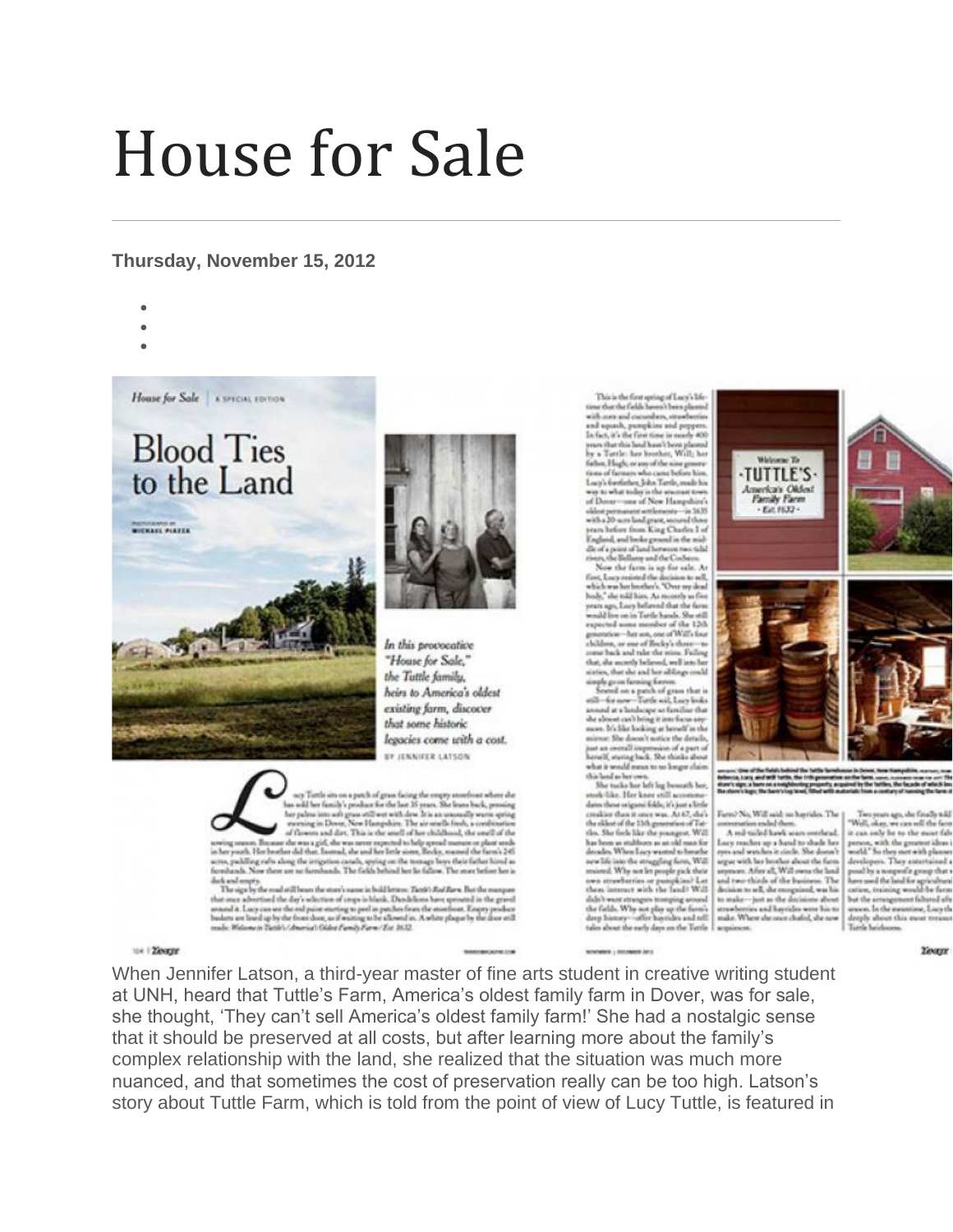# House for Sale

**Thursday, November 15, 2012**

When Jennifer Latson, a third-year master of fine arts student in creative writing student at UNH, heard that Tuttle's Farm, America's oldest family farm in Dover, was for sale, she thought, 'They can't sell America's oldest family farm!' She had a nostalgic sense that it should be preserved at all costs, but after learning more about the family's complex relationship with the land, she realized that the situation was much more nuanced, and that sometimes the cost of preservation really can be too high. Latson's story about Tuttle Farm, which is told from the point of view of Lucy Tuttle, is featured in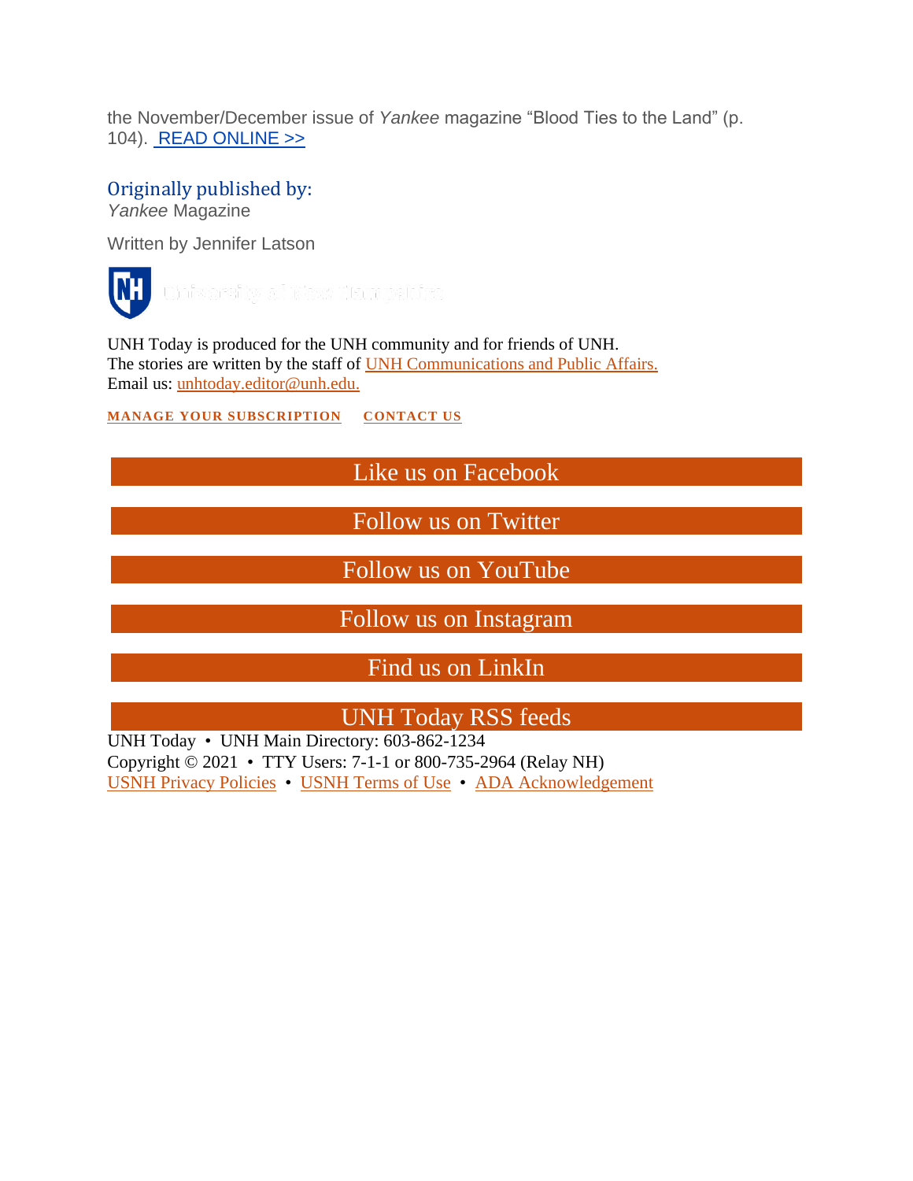the November/December issue of *Yankee* magazine “Blood Ties to the Land” (p. 104). READ ONLINE >>

### Originally published by:

*Yankee* Magazine

Written by Jennifer Latson

UNH Today is produced for the UNH community and for friends of UNH.
The stories are written by the staff of UNH Communications and Public Affairs.
Email us: unhtoday.editor@unh.edu.

**MANAGE YOUR SUBSCRIPTION** **CONTACT US**

Like us on Facebook

Follow us on Twitter

Follow us on YouTube

Follow us on Instagram

Find us on LinkIn

UNH Today RSS feeds

UNH Today • UNH Main Directory: 603-862-1234
Copyright © 2021 • TTY Users: 7-1-1 or 800-735-2964 (Relay NH)
USNH Privacy Policies • USNH Terms of Use • ADA Acknowledgement